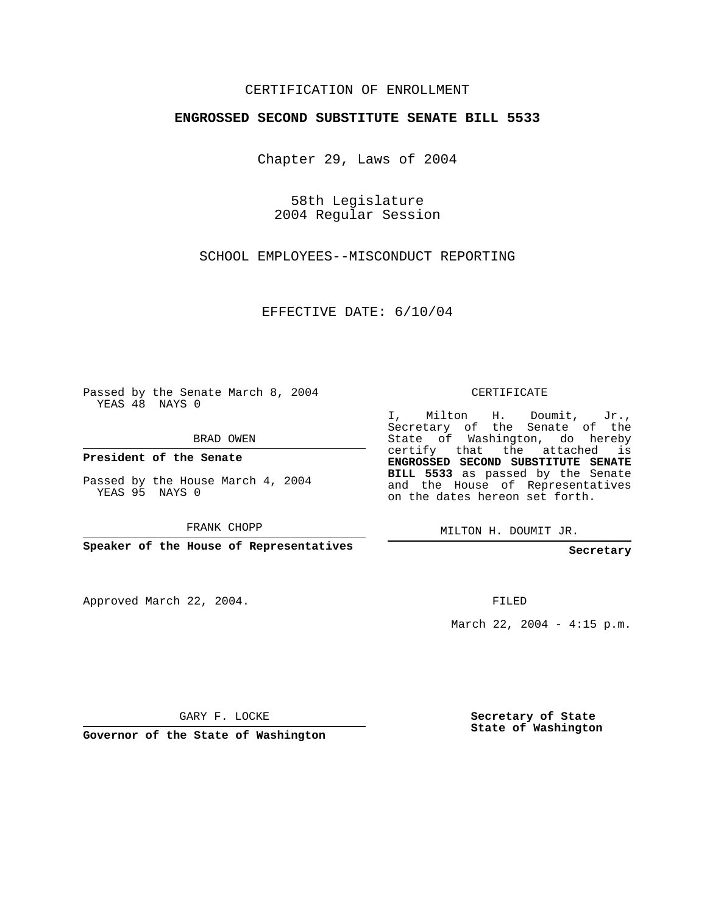CERTIFICATION OF ENROLLMENT

**ENGROSSED SECOND SUBSTITUTE SENATE BILL 5533**

Chapter 29, Laws of 2004

58th Legislature
2004 Regular Session

SCHOOL EMPLOYEES--MISCONDUCT REPORTING

EFFECTIVE DATE: 6/10/04

Passed by the Senate March 8, 2004
YEAS 48 NAYS 0

BRAD OWEN

**President of the Senate**

Passed by the House March 4, 2004
YEAS 95 NAYS 0

FRANK CHOPP

**Speaker of the House of Representatives**

Approved March 22, 2004.

GARY F. LOCKE

**Governor of the State of Washington**

CERTIFICATE

I, Milton H. Doumit, Jr., Secretary of the Senate of the State of Washington, do hereby certify that the attached is **ENGROSSED SECOND SUBSTITUTE SENATE BILL 5533** as passed by the Senate and the House of Representatives on the dates hereon set forth.

MILTON H. DOUMIT JR.

**Secretary**

FILED

March 22, 2004 - 4:15 p.m.

**Secretary of State**
**State of Washington**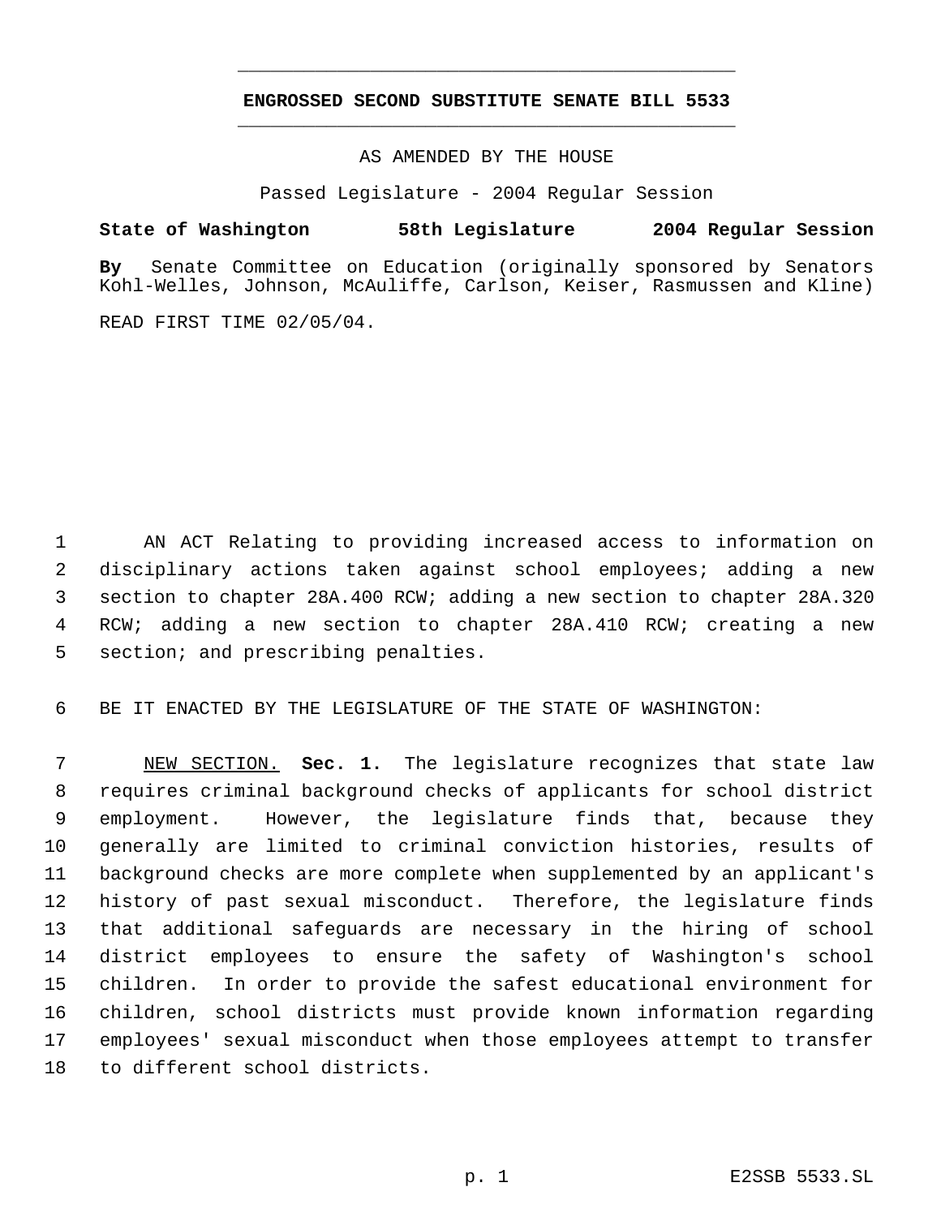# ENGROSSED SECOND SUBSTITUTE SENATE BILL 5533

AS AMENDED BY THE HOUSE

Passed Legislature - 2004 Regular Session

**State of Washington 58th Legislature 2004 Regular Session**

**By** Senate Committee on Education (originally sponsored by Senators Kohl-Welles, Johnson, McAuliffe, Carlson, Keiser, Rasmussen and Kline)

READ FIRST TIME 02/05/04.

AN ACT Relating to providing increased access to information on disciplinary actions taken against school employees; adding a new section to chapter 28A.400 RCW; adding a new section to chapter 28A.320 RCW; adding a new section to chapter 28A.410 RCW; creating a new section; and prescribing penalties.

BE IT ENACTED BY THE LEGISLATURE OF THE STATE OF WASHINGTON:

NEW SECTION. **Sec. 1.** The legislature recognizes that state law requires criminal background checks of applicants for school district employment. However, the legislature finds that, because they generally are limited to criminal conviction histories, results of background checks are more complete when supplemented by an applicant's history of past sexual misconduct. Therefore, the legislature finds that additional safeguards are necessary in the hiring of school district employees to ensure the safety of Washington's school children. In order to provide the safest educational environment for children, school districts must provide known information regarding employees' sexual misconduct when those employees attempt to transfer to different school districts.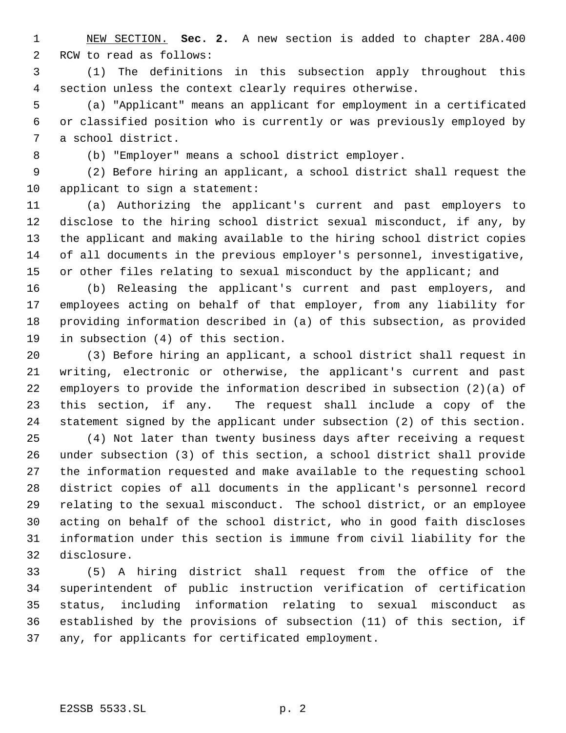NEW SECTION. **Sec. 2.** A new section is added to chapter 28A.400 RCW to read as follows:

(1) The definitions in this subsection apply throughout this section unless the context clearly requires otherwise.

(a) "Applicant" means an applicant for employment in a certificated or classified position who is currently or was previously employed by a school district.

(b) "Employer" means a school district employer.

(2) Before hiring an applicant, a school district shall request the applicant to sign a statement:

(a) Authorizing the applicant's current and past employers to disclose to the hiring school district sexual misconduct, if any, by the applicant and making available to the hiring school district copies of all documents in the previous employer's personnel, investigative, or other files relating to sexual misconduct by the applicant; and

(b) Releasing the applicant's current and past employers, and employees acting on behalf of that employer, from any liability for providing information described in (a) of this subsection, as provided in subsection (4) of this section.

(3) Before hiring an applicant, a school district shall request in writing, electronic or otherwise, the applicant's current and past employers to provide the information described in subsection (2)(a) of this section, if any. The request shall include a copy of the statement signed by the applicant under subsection (2) of this section.

(4) Not later than twenty business days after receiving a request under subsection (3) of this section, a school district shall provide the information requested and make available to the requesting school district copies of all documents in the applicant's personnel record relating to the sexual misconduct. The school district, or an employee acting on behalf of the school district, who in good faith discloses information under this section is immune from civil liability for the disclosure.

(5) A hiring district shall request from the office of the superintendent of public instruction verification of certification status, including information relating to sexual misconduct as established by the provisions of subsection (11) of this section, if any, for applicants for certificated employment.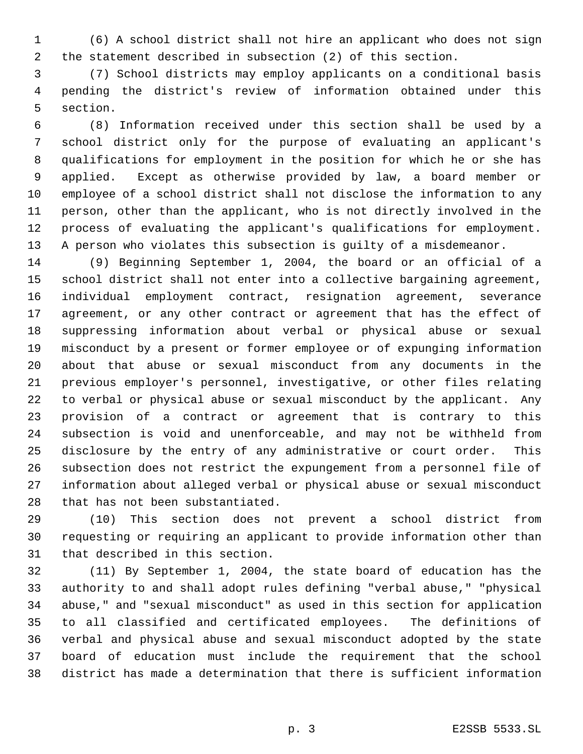(6) A school district shall not hire an applicant who does not sign the statement described in subsection (2) of this section.

(7) School districts may employ applicants on a conditional basis pending the district's review of information obtained under this section.

(8) Information received under this section shall be used by a school district only for the purpose of evaluating an applicant's qualifications for employment in the position for which he or she has applied. Except as otherwise provided by law, a board member or employee of a school district shall not disclose the information to any person, other than the applicant, who is not directly involved in the process of evaluating the applicant's qualifications for employment. A person who violates this subsection is guilty of a misdemeanor.

(9) Beginning September 1, 2004, the board or an official of a school district shall not enter into a collective bargaining agreement, individual employment contract, resignation agreement, severance agreement, or any other contract or agreement that has the effect of suppressing information about verbal or physical abuse or sexual misconduct by a present or former employee or of expunging information about that abuse or sexual misconduct from any documents in the previous employer's personnel, investigative, or other files relating to verbal or physical abuse or sexual misconduct by the applicant. Any provision of a contract or agreement that is contrary to this subsection is void and unenforceable, and may not be withheld from disclosure by the entry of any administrative or court order. This subsection does not restrict the expungement from a personnel file of information about alleged verbal or physical abuse or sexual misconduct that has not been substantiated.

(10) This section does not prevent a school district from requesting or requiring an applicant to provide information other than that described in this section.

(11) By September 1, 2004, the state board of education has the authority to and shall adopt rules defining "verbal abuse," "physical abuse," and "sexual misconduct" as used in this section for application to all classified and certificated employees. The definitions of verbal and physical abuse and sexual misconduct adopted by the state board of education must include the requirement that the school district has made a determination that there is sufficient information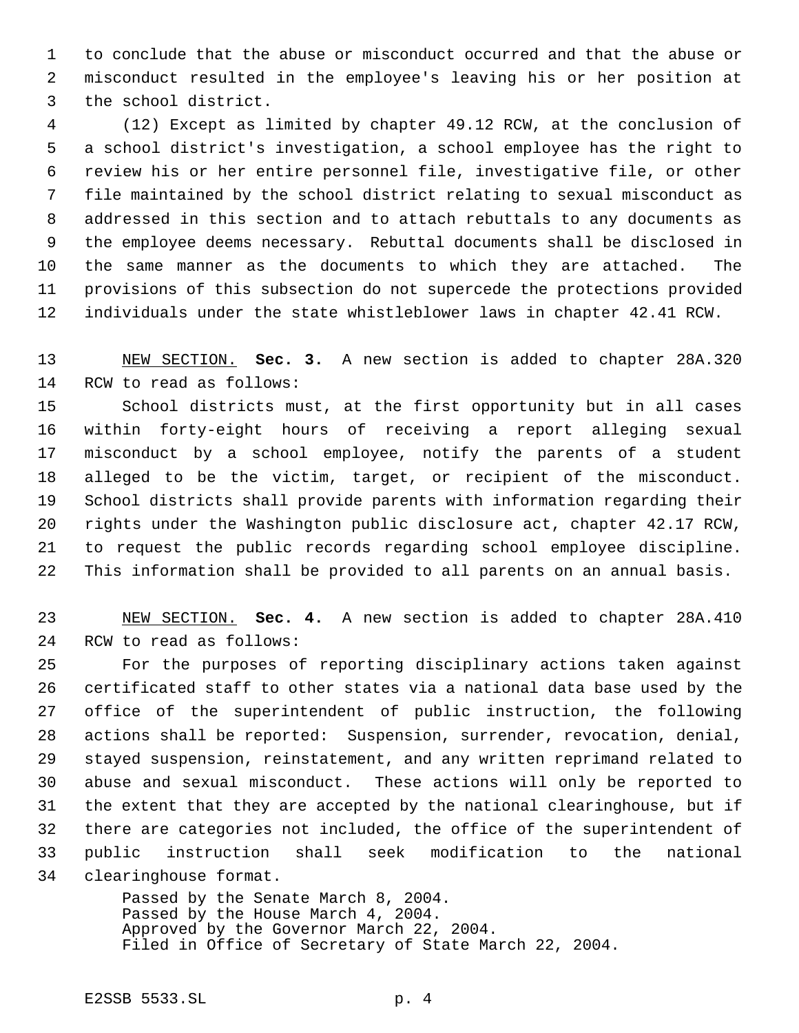to conclude that the abuse or misconduct occurred and that the abuse or misconduct resulted in the employee's leaving his or her position at the school district.

(12) Except as limited by chapter 49.12 RCW, at the conclusion of a school district's investigation, a school employee has the right to review his or her entire personnel file, investigative file, or other file maintained by the school district relating to sexual misconduct as addressed in this section and to attach rebuttals to any documents as the employee deems necessary. Rebuttal documents shall be disclosed in the same manner as the documents to which they are attached. The provisions of this subsection do not supercede the protections provided individuals under the state whistleblower laws in chapter 42.41 RCW.

NEW SECTION. **Sec. 3.** A new section is added to chapter 28A.320 RCW to read as follows:

School districts must, at the first opportunity but in all cases within forty-eight hours of receiving a report alleging sexual misconduct by a school employee, notify the parents of a student alleged to be the victim, target, or recipient of the misconduct. School districts shall provide parents with information regarding their rights under the Washington public disclosure act, chapter 42.17 RCW, to request the public records regarding school employee discipline. This information shall be provided to all parents on an annual basis.

NEW SECTION. **Sec. 4.** A new section is added to chapter 28A.410 RCW to read as follows:

For the purposes of reporting disciplinary actions taken against certificated staff to other states via a national data base used by the office of the superintendent of public instruction, the following actions shall be reported: Suspension, surrender, revocation, denial, stayed suspension, reinstatement, and any written reprimand related to abuse and sexual misconduct. These actions will only be reported to the extent that they are accepted by the national clearinghouse, but if there are categories not included, the office of the superintendent of public instruction shall seek modification to the national clearinghouse format.

Passed by the Senate March 8, 2004.
Passed by the House March 4, 2004.
Approved by the Governor March 22, 2004.
Filed in Office of Secretary of State March 22, 2004.